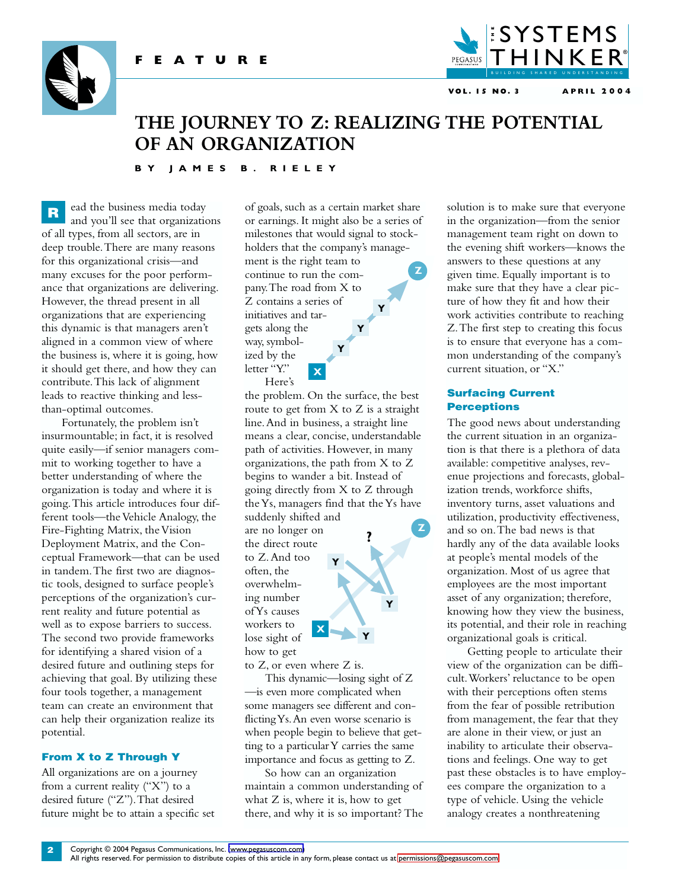FEATURE

# THE JOURNEY TO Z: REALIZING THE POTENTIAL OF AN ORGANIZATION

BY JAMES B. RIELEY

Read the business media today and you'll see that organizations of all types, from all sectors, are in deep trouble. There are many reasons for this organizational crisis—and many excuses for the poor performance that organizations are delivering. However, the thread present in all organizations that are experiencing this dynamic is that managers aren't aligned in a common view of where the business is, where it is going, how it should get there, and how they can contribute. This lack of alignment leads to reactive thinking and less-than-optimal outcomes.

Fortunately, the problem isn't insurmountable; in fact, it is resolved quite easily—if senior managers commit to working together to have a better understanding of where the organization is today and where it is going. This article introduces four different tools—the Vehicle Analogy, the Fire-Fighting Matrix, the Vision Deployment Matrix, and the Conceptual Framework—that can be used in tandem. The first two are diagnostic tools, designed to surface people's perceptions of the organization's current reality and future potential as well as to expose barriers to success. The second two provide frameworks for identifying a shared vision of a desired future and outlining steps for achieving that goal. By utilizing these four tools together, a management team can create an environment that can help their organization realize its potential.

## From X to Z Through Y

All organizations are on a journey from a current reality ("X") to a desired future ("Z"). That desired future might be to attain a specific set of goals, such as a certain market share or earnings. It might also be a series of milestones that would signal to stockholders that the company's management is the right team to continue to run the company. The road from X to Z contains a series of initiatives and targets along the way, symbolized by the letter "Y."

Here's the problem. On the surface, the best route to get from X to Z is a straight line. And in business, a straight line means a clear, concise, understandable path of activities. However, in many organizations, the path from X to Z begins to wander a bit. Instead of going directly from X to Z through the Ys, managers find that the Ys have suddenly shifted and are no longer on the direct route to Z. And too often, the overwhelming number of Ys causes workers to lose sight of how to get to Z, or even where Z is.

This dynamic—losing sight of Z—is even more complicated when some managers see different and conflicting Ys. An even worse scenario is when people begin to believe that getting to a particular Y carries the same importance and focus as getting to Z.

So how can an organization maintain a common understanding of what Z is, where it is, how to get there, and why it is so important? The solution is to make sure that everyone in the organization—from the senior management team right on down to the evening shift workers—knows the answers to these questions at any given time. Equally important is to make sure that they have a clear picture of how they fit and how their work activities contribute to reaching Z. The first step to creating this focus is to ensure that everyone has a common understanding of the company's current situation, or "X."

## Surfacing Current Perceptions

The good news about understanding the current situation in an organization is that there is a plethora of data available: competitive analyses, revenue projections and forecasts, globalization trends, workforce shifts, inventory turns, asset valuations and utilization, productivity effectiveness, and so on. The bad news is that hardly any of the data available looks at people's mental models of the organization. Most of us agree that employees are the most important asset of any organization; therefore, knowing how they view the business, its potential, and their role in reaching organizational goals is critical.

Getting people to articulate their view of the organization can be difficult. Workers' reluctance to be open with their perceptions often stems from the fear of possible retribution from management, the fear that they are alone in their view, or just an inability to articulate their observations and feelings. One way to get past these obstacles is to have employees compare the organization to a type of vehicle. Using the vehicle analogy creates a nonthreatening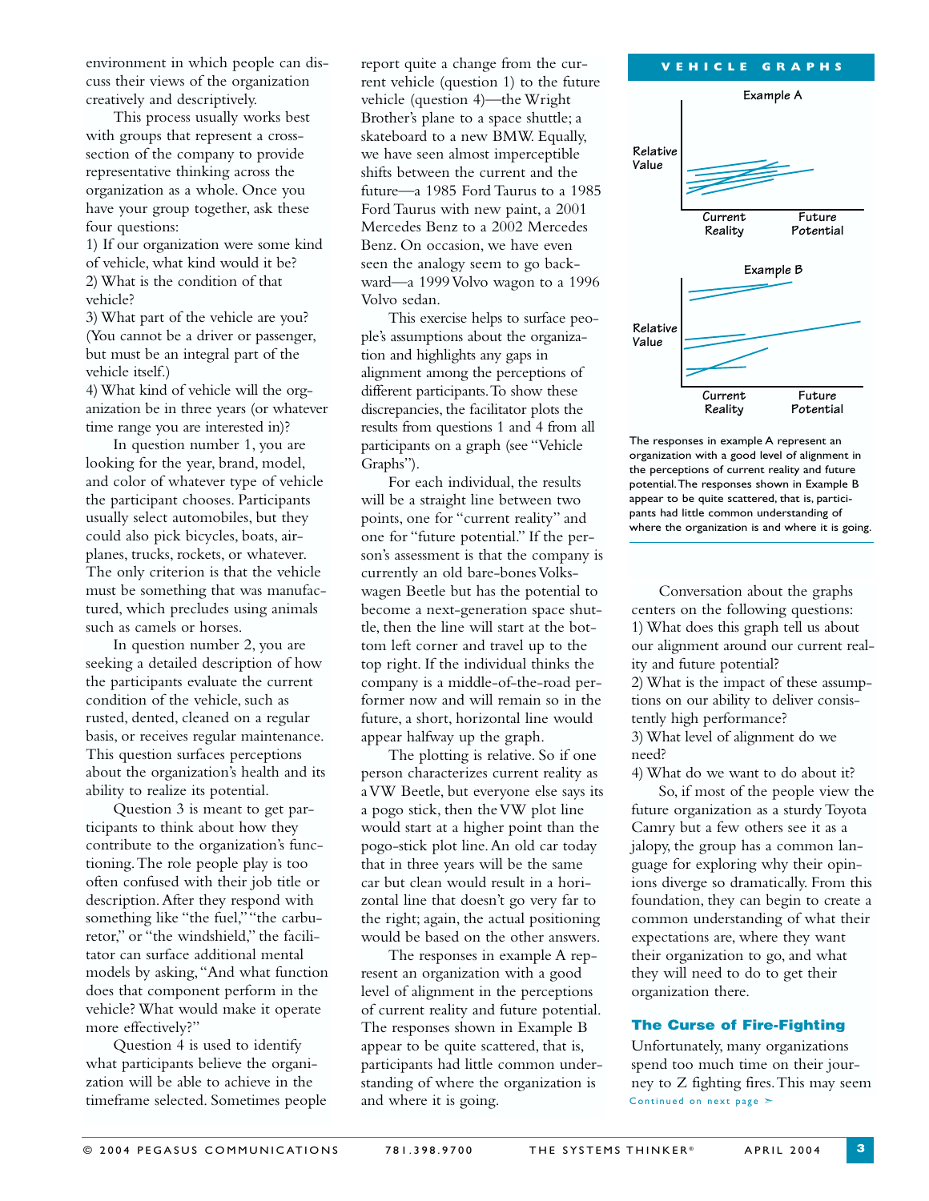environment in which people can discuss their views of the organization creatively and descriptively.

This process usually works best with groups that represent a cross-section of the company to provide representative thinking across the organization as a whole. Once you have your group together, ask these four questions:

1) If our organization were some kind of vehicle, what kind would it be?
2) What is the condition of that vehicle?
3) What part of the vehicle are you? (You cannot be a driver or passenger, but must be an integral part of the vehicle itself.)
4) What kind of vehicle will the organization be in three years (or whatever time range you are interested in)?

In question number 1, you are looking for the year, brand, model, and color of whatever type of vehicle the participant chooses. Participants usually select automobiles, but they could also pick bicycles, boats, airplanes, trucks, rockets, or whatever. The only criterion is that the vehicle must be something that was manufactured, which precludes using animals such as camels or horses.

In question number 2, you are seeking a detailed description of how the participants evaluate the current condition of the vehicle, such as rusted, dented, cleaned on a regular basis, or receives regular maintenance. This question surfaces perceptions about the organization's health and its ability to realize its potential.

Question 3 is meant to get participants to think about how they contribute to the organization's functioning. The role people play is too often confused with their job title or description. After they respond with something like "the fuel," "the carburetor," or "the windshield," the facilitator can surface additional mental models by asking, "And what function does that component perform in the vehicle? What would make it operate more effectively?"

Question 4 is used to identify what participants believe the organization will be able to achieve in the timeframe selected. Sometimes people report quite a change from the current vehicle (question 1) to the future vehicle (question 4)—the Wright Brother's plane to a space shuttle; a skateboard to a new BMW. Equally, we have seen almost imperceptible shifts between the current and the future—a 1985 Ford Taurus to a 1985 Ford Taurus with new paint, a 2001 Mercedes Benz to a 2002 Mercedes Benz. On occasion, we have even seen the analogy seem to go backward—a 1999 Volvo wagon to a 1996 Volvo sedan.

This exercise helps to surface people's assumptions about the organization and highlights any gaps in alignment among the perceptions of different participants. To show these discrepancies, the facilitator plots the results from questions 1 and 4 from all participants on a graph (see "Vehicle Graphs").

For each individual, the results will be a straight line between two points, one for "current reality" and one for "future potential." If the person's assessment is that the company is currently an old bare-bones Volkswagen Beetle but has the potential to become a next-generation space shuttle, then the line will start at the bottom left corner and travel up to the top right. If the individual thinks the company is a middle-of-the-road performer now and will remain so in the future, a short, horizontal line would appear halfway up the graph.

The plotting is relative. So if one person characterizes current reality as a VW Beetle, but everyone else says its a pogo stick, then the VW plot line would start at a higher point than the pogo-stick plot line. An old car today that in three years will be the same car but clean would result in a horizontal line that doesn't go very far to the right; again, the actual positioning would be based on the other answers.

The responses in example A represent an organization with a good level of alignment in the perceptions of current reality and future potential. The responses shown in Example B appear to be quite scattered, that is, participants had little common understanding of where the organization is and where it is going.

**VEHICLE GRAPHS**

Example A — Relative Value vs. Current Reality / Future Potential

Example B — Relative Value vs. Current Reality / Future Potential

The responses in example A represent an organization with a good level of alignment in the perceptions of current reality and future potential. The responses shown in Example B appear to be quite scattered, that is, participants had little common understanding of where the organization is and where it is going.

Conversation about the graphs centers on the following questions:

1) What does this graph tell us about our alignment around our current reality and future potential?
2) What is the impact of these assumptions on our ability to deliver consistently high performance?
3) What level of alignment do we need?
4) What do we want to do about it?

So, if most of the people view the future organization as a sturdy Toyota Camry but a few others see it as a jalopy, the group has a common language for exploring why their opinions diverge so dramatically. From this foundation, they can begin to create a common understanding of what their expectations are, where they want their organization to go, and what they will need to do to get their organization there.

## The Curse of Fire-Fighting

Unfortunately, many organizations spend too much time on their journey to Z fighting fires. This may seem

Continued on next page ➣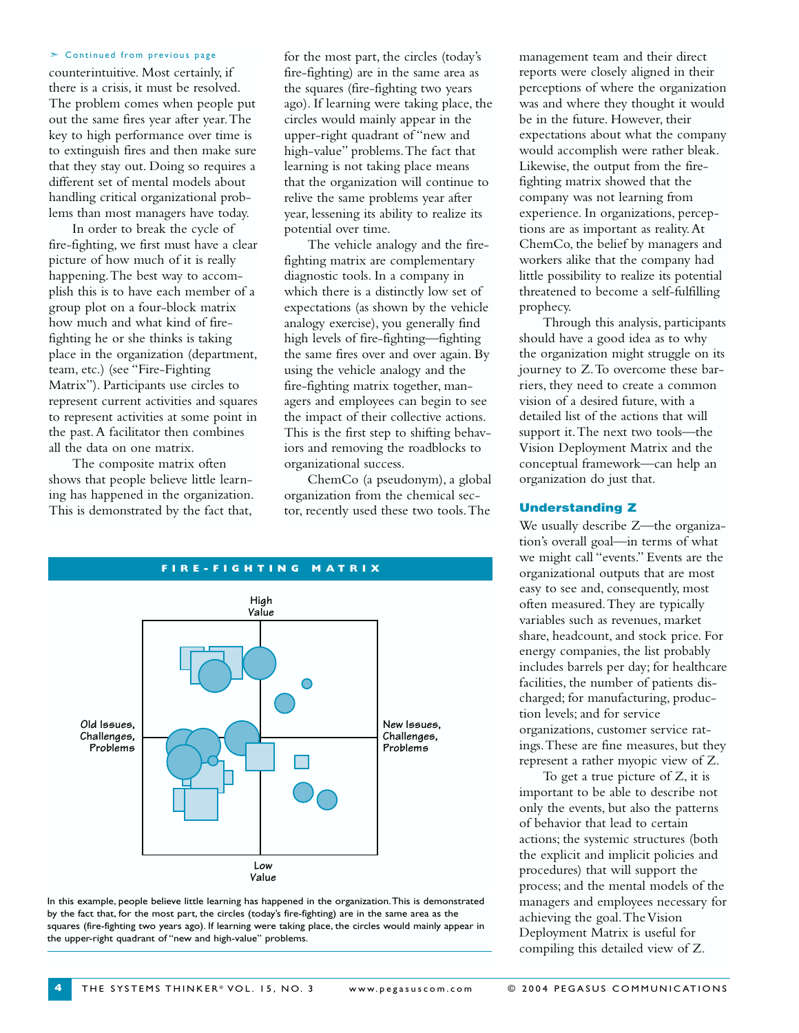➣ Continued from previous page

counterintuitive. Most certainly, if there is a crisis, it must be resolved. The problem comes when people put out the same fires year after year. The key to high performance over time is to extinguish fires and then make sure that they stay out. Doing so requires a different set of mental models about handling critical organizational problems than most managers have today.

In order to break the cycle of fire-fighting, we first must have a clear picture of how much of it is really happening. The best way to accomplish this is to have each member of a group plot on a four-block matrix how much and what kind of fire-fighting he or she thinks is taking place in the organization (department, team, etc.) (see "Fire-Fighting Matrix"). Participants use circles to represent current activities and squares to represent activities at some point in the past. A facilitator then combines all the data on one matrix.

The composite matrix often shows that people believe little learning has happened in the organization. This is demonstrated by the fact that, for the most part, the circles (today's fire-fighting) are in the same area as the squares (fire-fighting two years ago). If learning were taking place, the circles would mainly appear in the upper-right quadrant of "new and high-value" problems. The fact that learning is not taking place means that the organization will continue to relive the same problems year after year, lessening its ability to realize its potential over time.

The vehicle analogy and the fire-fighting matrix are complementary diagnostic tools. In a company in which there is a distinctly low set of expectations (as shown by the vehicle analogy exercise), you generally find high levels of fire-fighting—fighting the same fires over and over again. By using the vehicle analogy and the fire-fighting matrix together, managers and employees can begin to see the impact of their collective actions. This is the first step to shifting behaviors and removing the roadblocks to organizational success.

ChemCo (a pseudonym), a global organization from the chemical sector, recently used these two tools. The management team and their direct reports were closely aligned in their perceptions of where the organization was and where they thought it would be in the future. However, their expectations about what the company would accomplish were rather bleak. Likewise, the output from the fire-fighting matrix showed that the company was not learning from experience. In organizations, perceptions are as important as reality. At ChemCo, the belief by managers and workers alike that the company had little possibility to realize its potential threatened to become a self-fulfilling prophecy.

Through this analysis, participants should have a good idea as to why the organization might struggle on its journey to Z. To overcome these barriers, they need to create a common vision of a desired future, with a detailed list of the actions that will support it. The next two tools—the Vision Deployment Matrix and the conceptual framework—can help an organization do just that.

**FIRE-FIGHTING MATRIX**

High Value / Low Value / Old Issues, Challenges, Problems / New Issues, Challenges, Problems

In this example, people believe little learning has happened in the organization. This is demonstrated by the fact that, for the most part, the circles (today's fire-fighting) are in the same area as the squares (fire-fighting two years ago). If learning were taking place, the circles would mainly appear in the upper-right quadrant of "new and high-value" problems.

## Understanding Z

We usually describe Z—the organization's overall goal—in terms of what we might call "events." Events are the organizational outputs that are most easy to see and, consequently, most often measured. They are typically variables such as revenues, market share, headcount, and stock price. For energy companies, the list probably includes barrels per day; for healthcare facilities, the number of patients discharged; for manufacturing, production levels; and for service organizations, customer service ratings. These are fine measures, but they represent a rather myopic view of Z.

To get a true picture of Z, it is important to be able to describe not only the events, but also the patterns of behavior that lead to certain actions; the systemic structures (both the explicit and implicit policies and procedures) that will support the process; and the mental models of the managers and employees necessary for achieving the goal. The Vision Deployment Matrix is useful for compiling this detailed view of Z.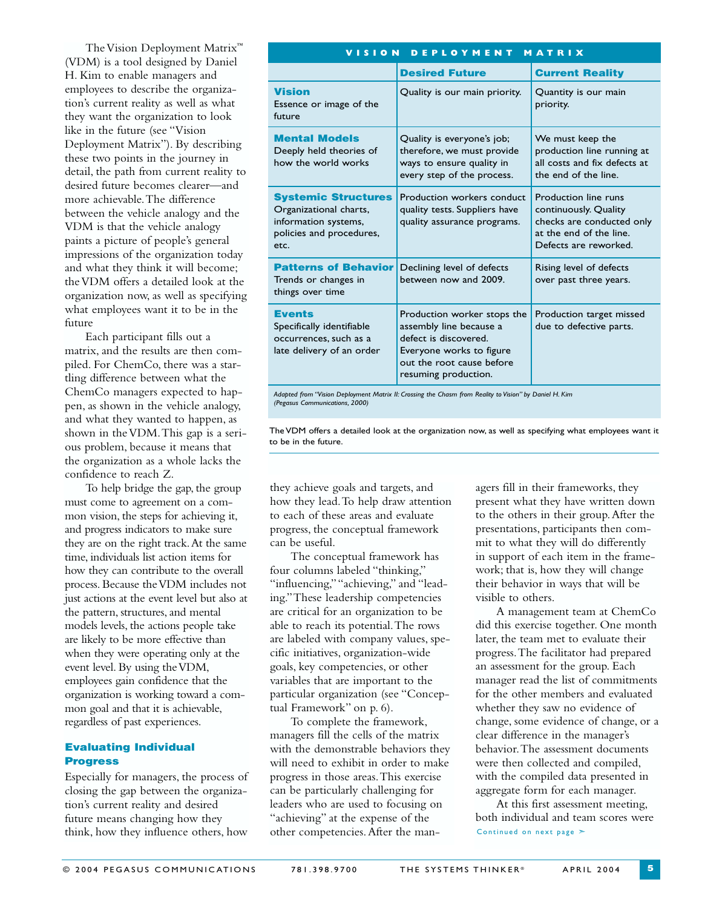The Vision Deployment Matrix™ (VDM) is a tool designed by Daniel H. Kim to enable managers and employees to describe the organization's current reality as well as what they want the organization to look like in the future (see "Vision Deployment Matrix"). By describing these two points in the journey in detail, the path from current reality to desired future becomes clearer—and more achievable. The difference between the vehicle analogy and the VDM is that the vehicle analogy paints a picture of people's general impressions of the organization today and what they think it will become; the VDM offers a detailed look at the organization now, as well as specifying what employees want it to be in the future

Each participant fills out a matrix, and the results are then compiled. For ChemCo, there was a startling difference between what the ChemCo managers expected to happen, as shown in the vehicle analogy, and what they wanted to happen, as shown in the VDM. This gap is a serious problem, because it means that the organization as a whole lacks the confidence to reach Z.

To help bridge the gap, the group must come to agreement on a common vision, the steps for achieving it, and progress indicators to make sure they are on the right track. At the same time, individuals list action items for how they can contribute to the overall process. Because the VDM includes not just actions at the event level but also at the pattern, structures, and mental models levels, the actions people take are likely to be more effective than when they were operating only at the event level. By using the VDM, employees gain confidence that the organization is working toward a common goal and that it is achievable, regardless of past experiences.

**VISION DEPLOYMENT MATRIX**

| | **Desired Future** | **Current Reality** |
|---|---|---|
| **Vision** Essence or image of the future | Quality is our main priority. | Quantity is our main priority. |
| **Mental Models** Deeply held theories of how the world works | Quality is everyone's job; therefore, we must provide ways to ensure quality in every step of the process. | We must keep the production line running at all costs and fix defects at the end of the line. |
| **Systemic Structures** Organizational charts, information systems, policies and procedures, etc. | Production workers conduct quality tests. Suppliers have quality assurance programs. | Production line runs continuously. Quality checks are conducted only at the end of the line. Defects are reworked. |
| **Patterns of Behavior** Trends or changes in things over time | Declining level of defects between now and 2009. | Rising level of defects over past three years. |
| **Events** Specifically identifiable occurrences, such as a late delivery of an order | Production worker stops the assembly line because a defect is discovered. Everyone works to figure out the root cause before resuming production. | Production target missed due to defective parts. |

*Adapted from "Vision Deployment Matrix II: Crossing the Chasm from Reality to Vision" by Daniel H. Kim (Pegasus Communications, 2000)*

The VDM offers a detailed look at the organization now, as well as specifying what employees want it to be in the future.

## Evaluating Individual Progress

Especially for managers, the process of closing the gap between the organization's current reality and desired future means changing how they think, how they influence others, how they achieve goals and targets, and how they lead. To help draw attention to each of these areas and evaluate progress, the conceptual framework can be useful.

The conceptual framework has four columns labeled "thinking," "influencing," "achieving," and "leading." These leadership competencies are critical for an organization to be able to reach its potential. The rows are labeled with company values, specific initiatives, organization-wide goals, key competencies, or other variables that are important to the particular organization (see "Conceptual Framework" on p. 6).

To complete the framework, managers fill the cells of the matrix with the demonstrable behaviors they will need to exhibit in order to make progress in those areas. This exercise can be particularly challenging for leaders who are used to focusing on "achieving" at the expense of the other competencies. After the managers fill in their frameworks, they present what they have written down to the others in their group. After the presentations, participants then commit to what they will do differently in support of each item in the framework; that is, how they will change their behavior in ways that will be visible to others.

A management team at ChemCo did this exercise together. One month later, the team met to evaluate their progress. The facilitator had prepared an assessment for the group. Each manager read the list of commitments for the other members and evaluated whether they saw no evidence of change, some evidence of change, or a clear difference in the manager's behavior. The assessment documents were then collected and compiled, with the compiled data presented in aggregate form for each manager.

At this first assessment meeting, both individual and team scores were

Continued on next page ➢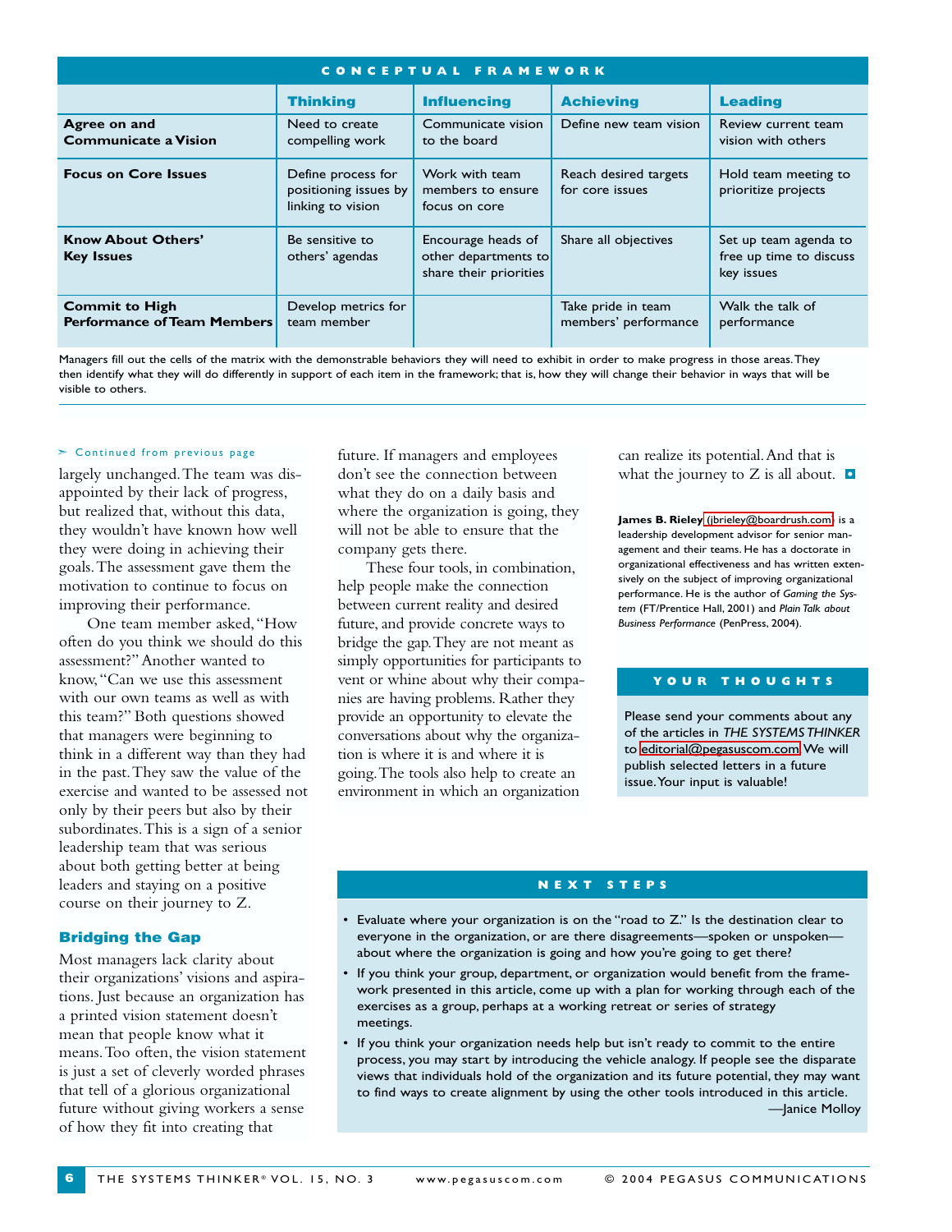## CONCEPTUAL FRAMEWORK

| | Thinking | Influencing | Achieving | Leading |
|---|---|---|---|---|
| **Agree on and Communicate a Vision** | Need to create compelling work | Communicate vision to the board | Define new team vision | Review current team vision with others |
| **Focus on Core Issues** | Define process for positioning issues by linking to vision | Work with team members to ensure focus on core | Reach desired targets for core issues | Hold team meeting to prioritize projects |
| **Know About Others' Key Issues** | Be sensitive to others' agendas | Encourage heads of other departments to share their priorities | Share all objectives | Set up team agenda to free up time to discuss key issues |
| **Commit to High Performance of Team Members** | Develop metrics for team member | | Take pride in team members' performance | Walk the talk of performance |

Managers fill out the cells of the matrix with the demonstrable behaviors they will need to exhibit in order to make progress in those areas. They then identify what they will do differently in support of each item in the framework; that is, how they will change their behavior in ways that will be visible to others.

➢ Continued from previous page

largely unchanged. The team was disappointed by their lack of progress, but realized that, without this data, they wouldn't have known how well they were doing in achieving their goals. The assessment gave them the motivation to continue to focus on improving their performance.

One team member asked, "How often do you think we should do this assessment?" Another wanted to know, "Can we use this assessment with our own teams as well as with this team?" Both questions showed that managers were beginning to think in a different way than they had in the past. They saw the value of the exercise and wanted to be assessed not only by their peers but also by their subordinates. This is a sign of a senior leadership team that was serious about both getting better at being leaders and staying on a positive course on their journey to Z.

### Bridging the Gap

Most managers lack clarity about their organizations' visions and aspirations. Just because an organization has a printed vision statement doesn't mean that people know what it means. Too often, the vision statement is just a set of cleverly worded phrases that tell of a glorious organizational future without giving workers a sense of how they fit into creating that future. If managers and employees don't see the connection between what they do on a daily basis and where the organization is going, they will not be able to ensure that the company gets there.

These four tools, in combination, help people make the connection between current reality and desired future, and provide concrete ways to bridge the gap. They are not meant as simply opportunities for participants to vent or whine about why their companies are having problems. Rather they provide an opportunity to elevate the conversations about why the organization is where it is and where it is going. The tools also help to create an environment in which an organization can realize its potential. And that is what the journey to Z is all about. ◘

**James B. Rieley** (jbrieley@boardrush.com) is a leadership development advisor for senior management and their teams. He has a doctorate in organizational effectiveness and has written extensively on the subject of improving organizational performance. He is the author of *Gaming the System* (FT/Prentice Hall, 2001) and *Plain Talk about Business Performance* (PenPress, 2004).

## YOUR THOUGHTS

Please send your comments about any of the articles in *THE SYSTEMS THINKER* to editorial@pegasuscom.com. We will publish selected letters in a future issue. Your input is valuable!

## NEXT STEPS

- Evaluate where your organization is on the "road to Z." Is the destination clear to everyone in the organization, or are there disagreements—spoken or unspoken—about where the organization is going and how you're going to get there?
- If you think your group, department, or organization would benefit from the framework presented in this article, come up with a plan for working through each of the exercises as a group, perhaps at a working retreat or series of strategy meetings.
- If you think your organization needs help but isn't ready to commit to the entire process, you may start by introducing the vehicle analogy. If people see the disparate views that individuals hold of the organization and its future potential, they may want to find ways to create alignment by using the other tools introduced in this article.

—Janice Molloy